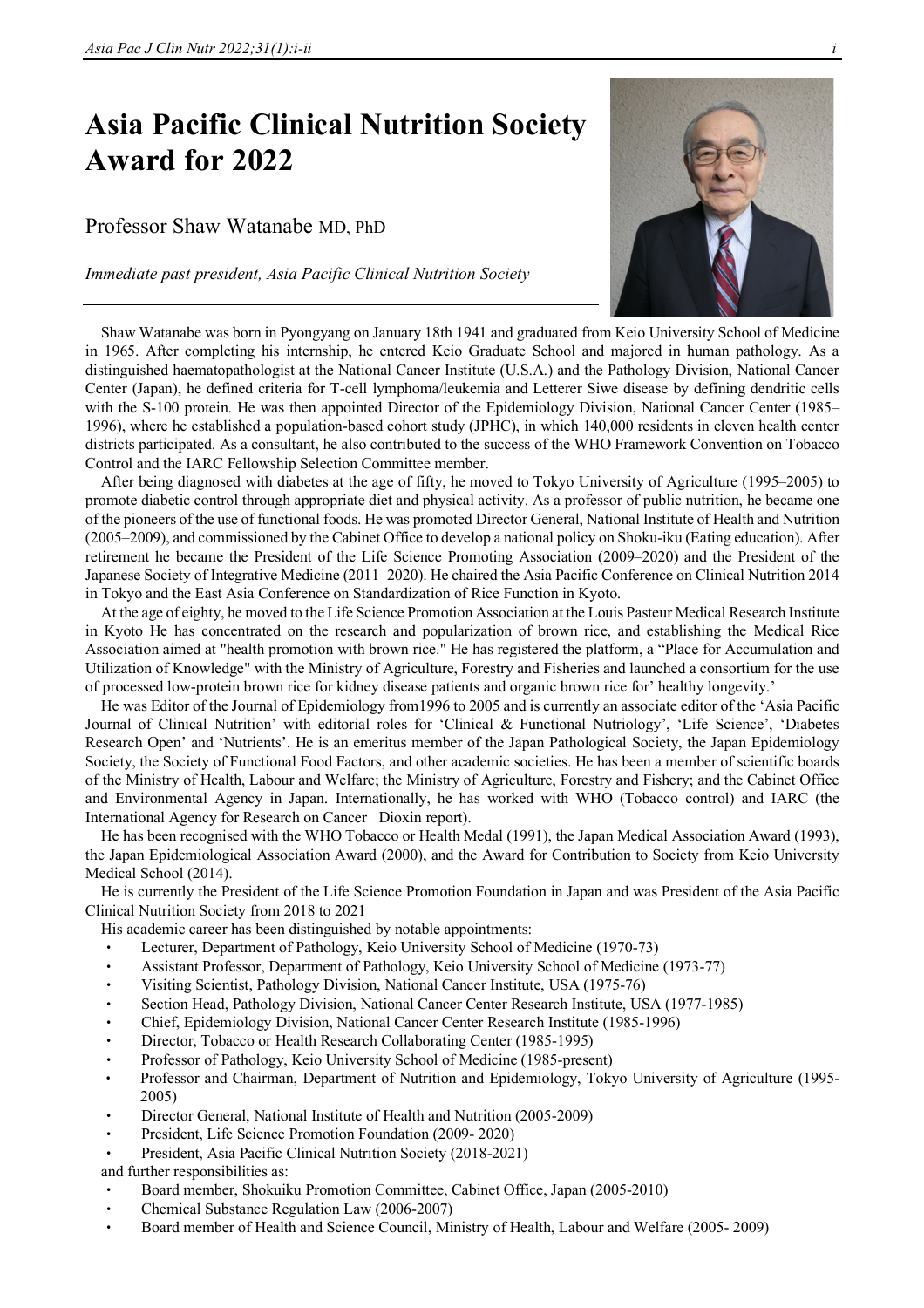# Asia Pacific Clinical Nutrition Society Award for 2022

Professor Shaw Watanabe MD, PhD

*Immediate past president, Asia Pacific Clinical Nutrition Society*

---

Shaw Watanabe was born in Pyongyang on January 18th 1941 and graduated from Keio University School of Medicine in 1965. After completing his internship, he entered Keio Graduate School and majored in human pathology. As a distinguished haematopathologist at the National Cancer Institute (U.S.A.) and the Pathology Division, National Cancer Center (Japan), he defined criteria for T-cell lymphoma/leukemia and Letterer Siwe disease by defining dendritic cells with the S-100 protein. He was then appointed Director of the Epidemiology Division, National Cancer Center (1985–1996), where he established a population-based cohort study (JPHC), in which 140,000 residents in eleven health center districts participated. As a consultant, he also contributed to the success of the WHO Framework Convention on Tobacco Control and the IARC Fellowship Selection Committee member.

After being diagnosed with diabetes at the age of fifty, he moved to Tokyo University of Agriculture (1995–2005) to promote diabetic control through appropriate diet and physical activity. As a professor of public nutrition, he became one of the pioneers of the use of functional foods. He was promoted Director General, National Institute of Health and Nutrition (2005–2009), and commissioned by the Cabinet Office to develop a national policy on Shoku-iku (Eating education). After retirement he became the President of the Life Science Promoting Association (2009–2020) and the President of the Japanese Society of Integrative Medicine (2011–2020). He chaired the Asia Pacific Conference on Clinical Nutrition 2014 in Tokyo and the East Asia Conference on Standardization of Rice Function in Kyoto.

At the age of eighty, he moved to the Life Science Promotion Association at the Louis Pasteur Medical Research Institute in Kyoto He has concentrated on the research and popularization of brown rice, and establishing the Medical Rice Association aimed at "health promotion with brown rice." He has registered the platform, a "Place for Accumulation and Utilization of Knowledge" with the Ministry of Agriculture, Forestry and Fisheries and launched a consortium for the use of processed low-protein brown rice for kidney disease patients and organic brown rice for' healthy longevity.'

He was Editor of the Journal of Epidemiology from1996 to 2005 and is currently an associate editor of the 'Asia Pacific Journal of Clinical Nutrition' with editorial roles for 'Clinical & Functional Nutriology', 'Life Science', 'Diabetes Research Open' and 'Nutrients'. He is an emeritus member of the Japan Pathological Society, the Japan Epidemiology Society, the Society of Functional Food Factors, and other academic societies. He has been a member of scientific boards of the Ministry of Health, Labour and Welfare; the Ministry of Agriculture, Forestry and Fishery; and the Cabinet Office and Environmental Agency in Japan. Internationally, he has worked with WHO (Tobacco control) and IARC (the International Agency for Research on Cancer Dioxin report).

He has been recognised with the WHO Tobacco or Health Medal (1991), the Japan Medical Association Award (1993), the Japan Epidemiological Association Award (2000), and the Award for Contribution to Society from Keio University Medical School (2014).

He is currently the President of the Life Science Promotion Foundation in Japan and was President of the Asia Pacific Clinical Nutrition Society from 2018 to 2021

His academic career has been distinguished by notable appointments:

- Lecturer, Department of Pathology, Keio University School of Medicine (1970-73)
- Assistant Professor, Department of Pathology, Keio University School of Medicine (1973-77)
- Visiting Scientist, Pathology Division, National Cancer Institute, USA (1975-76)
- Section Head, Pathology Division, National Cancer Center Research Institute, USA (1977-1985)
- Chief, Epidemiology Division, National Cancer Center Research Institute (1985-1996)
- Director, Tobacco or Health Research Collaborating Center (1985-1995)
- Professor of Pathology, Keio University School of Medicine (1985-present)
- Professor and Chairman, Department of Nutrition and Epidemiology, Tokyo University of Agriculture (1995-2005)
- Director General, National Institute of Health and Nutrition (2005-2009)
- President, Life Science Promotion Foundation (2009- 2020)
- President, Asia Pacific Clinical Nutrition Society (2018-2021)

and further responsibilities as:

- Board member, Shokuiku Promotion Committee, Cabinet Office, Japan (2005-2010)
- Chemical Substance Regulation Law (2006-2007)
- Board member of Health and Science Council, Ministry of Health, Labour and Welfare (2005- 2009)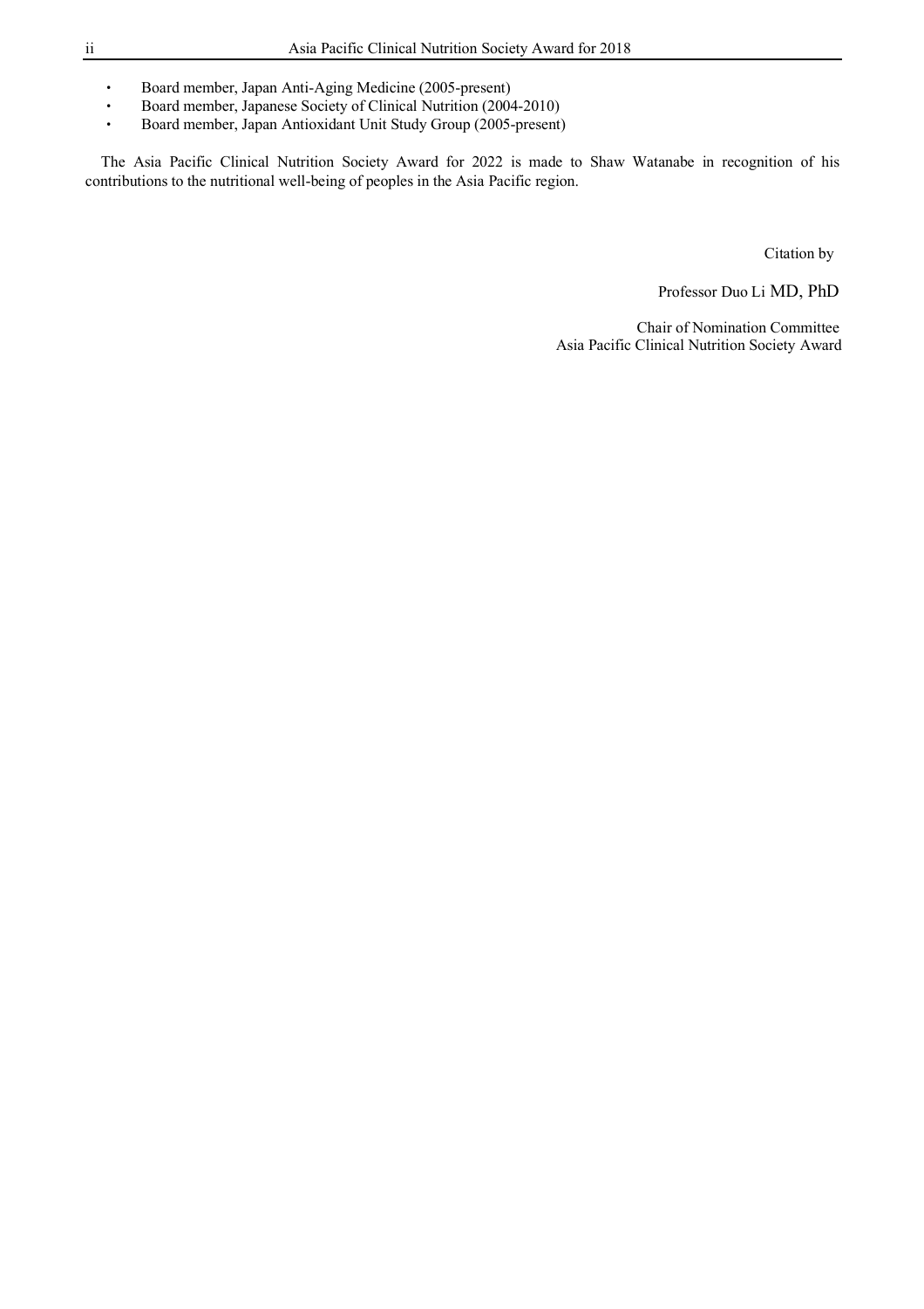- Board member, Japan Anti-Aging Medicine (2005-present)
- Board member, Japanese Society of Clinical Nutrition (2004-2010)
- Board member, Japan Antioxidant Unit Study Group (2005-present)

The Asia Pacific Clinical Nutrition Society Award for 2022 is made to Shaw Watanabe in recognition of his contributions to the nutritional well-being of peoples in the Asia Pacific region.

Citation by

Professor Duo Li MD, PhD

Chair of Nomination Committee
Asia Pacific Clinical Nutrition Society Award